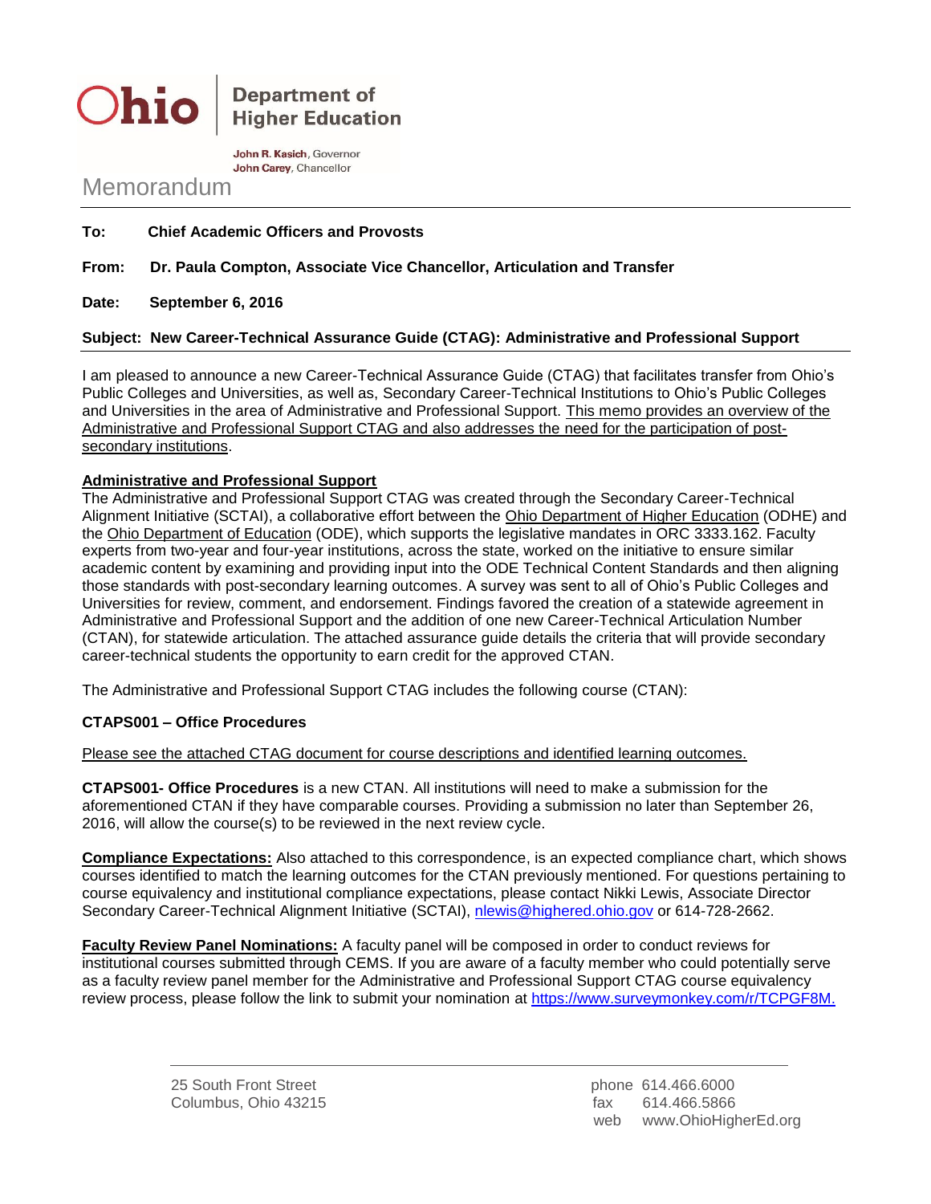**Ohio** | **Department of Higher Education**

**John R. Kasich**, Governor
**John Carey**, Chancellor

# Memorandum

**To:** **Chief Academic Officers and Provosts**

**From:** **Dr. Paula Compton, Associate Vice Chancellor, Articulation and Transfer**

**Date:** **September 6, 2016**

**Subject: New Career-Technical Assurance Guide (CTAG): Administrative and Professional Support**

I am pleased to announce a new Career-Technical Assurance Guide (CTAG) that facilitates transfer from Ohio's Public Colleges and Universities, as well as, Secondary Career-Technical Institutions to Ohio's Public Colleges and Universities in the area of Administrative and Professional Support. This memo provides an overview of the Administrative and Professional Support CTAG and also addresses the need for the participation of post-secondary institutions.

**Administrative and Professional Support**

The Administrative and Professional Support CTAG was created through the Secondary Career-Technical Alignment Initiative (SCTAI), a collaborative effort between the Ohio Department of Higher Education (ODHE) and the Ohio Department of Education (ODE), which supports the legislative mandates in ORC 3333.162. Faculty experts from two-year and four-year institutions, across the state, worked on the initiative to ensure similar academic content by examining and providing input into the ODE Technical Content Standards and then aligning those standards with post-secondary learning outcomes. A survey was sent to all of Ohio's Public Colleges and Universities for review, comment, and endorsement. Findings favored the creation of a statewide agreement in Administrative and Professional Support and the addition of one new Career-Technical Articulation Number (CTAN), for statewide articulation. The attached assurance guide details the criteria that will provide secondary career-technical students the opportunity to earn credit for the approved CTAN.

The Administrative and Professional Support CTAG includes the following course (CTAN):

**CTAPS001 – Office Procedures**

Please see the attached CTAG document for course descriptions and identified learning outcomes.

**CTAPS001- Office Procedures** is a new CTAN. All institutions will need to make a submission for the aforementioned CTAN if they have comparable courses. Providing a submission no later than September 26, 2016, will allow the course(s) to be reviewed in the next review cycle.

**Compliance Expectations:** Also attached to this correspondence, is an expected compliance chart, which shows courses identified to match the learning outcomes for the CTAN previously mentioned. For questions pertaining to course equivalency and institutional compliance expectations, please contact Nikki Lewis, Associate Director Secondary Career-Technical Alignment Initiative (SCTAI), nlewis@highered.ohio.gov or 614-728-2662.

**Faculty Review Panel Nominations:** A faculty panel will be composed in order to conduct reviews for institutional courses submitted through CEMS. If you are aware of a faculty member who could potentially serve as a faculty review panel member for the Administrative and Professional Support CTAG course equivalency review process, please follow the link to submit your nomination at https://www.surveymonkey.com/r/TCPGF8M.

25 South Front Street
Columbus, Ohio 43215

phone 614.466.6000
fax 614.466.5866
web www.OhioHigherEd.org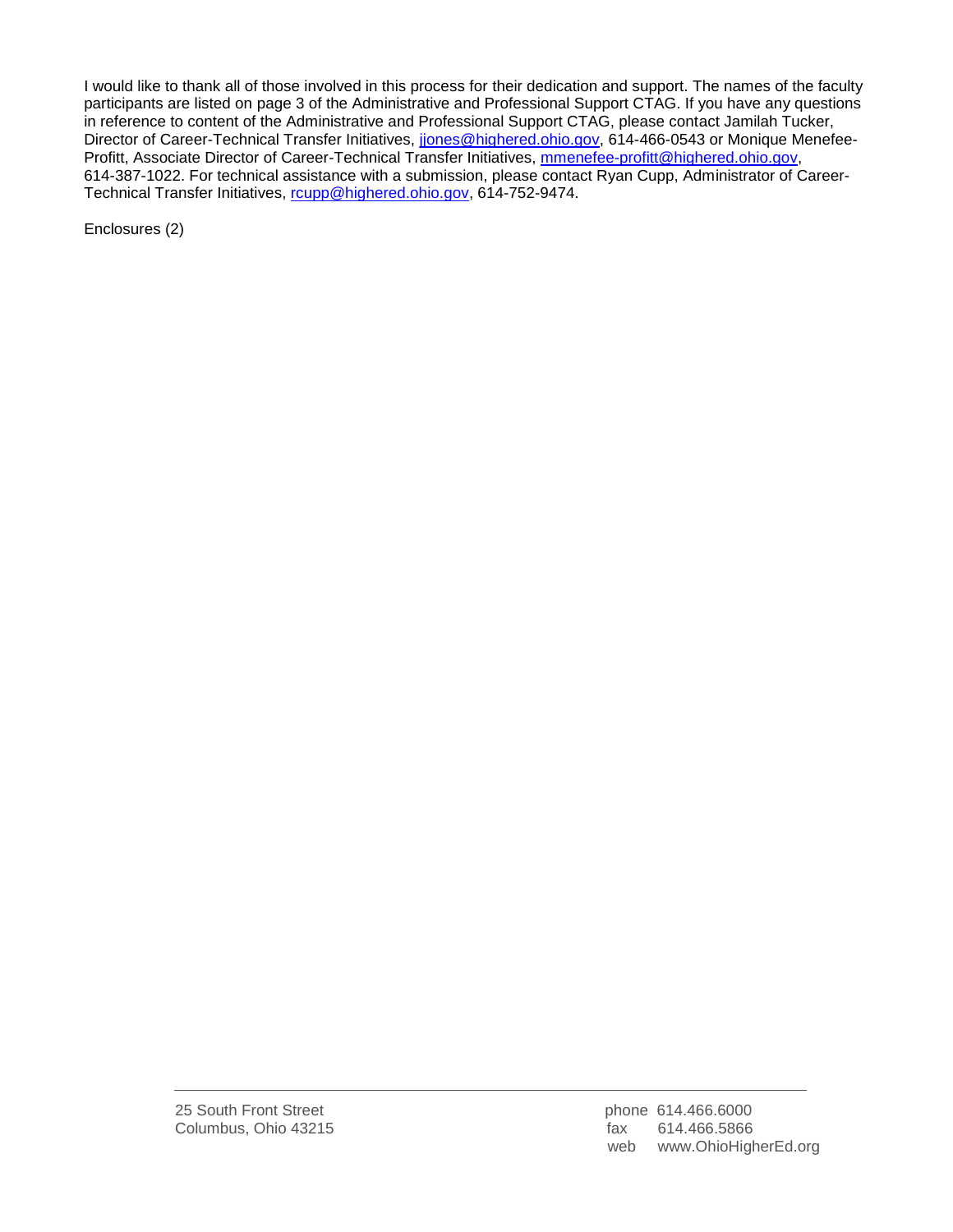I would like to thank all of those involved in this process for their dedication and support. The names of the faculty participants are listed on page 3 of the Administrative and Professional Support CTAG. If you have any questions in reference to content of the Administrative and Professional Support CTAG, please contact Jamilah Tucker, Director of Career-Technical Transfer Initiatives, jjones@highered.ohio.gov, 614-466-0543 or Monique Menefee-Profitt, Associate Director of Career-Technical Transfer Initiatives, mmenefee-profitt@highered.ohio.gov, 614-387-1022. For technical assistance with a submission, please contact Ryan Cupp, Administrator of Career-Technical Transfer Initiatives, rcupp@highered.ohio.gov, 614-752-9474.

Enclosures (2)

25 South Front Street
Columbus, Ohio 43215

phone 614.466.6000
fax 614.466.5866
web www.OhioHigherEd.org